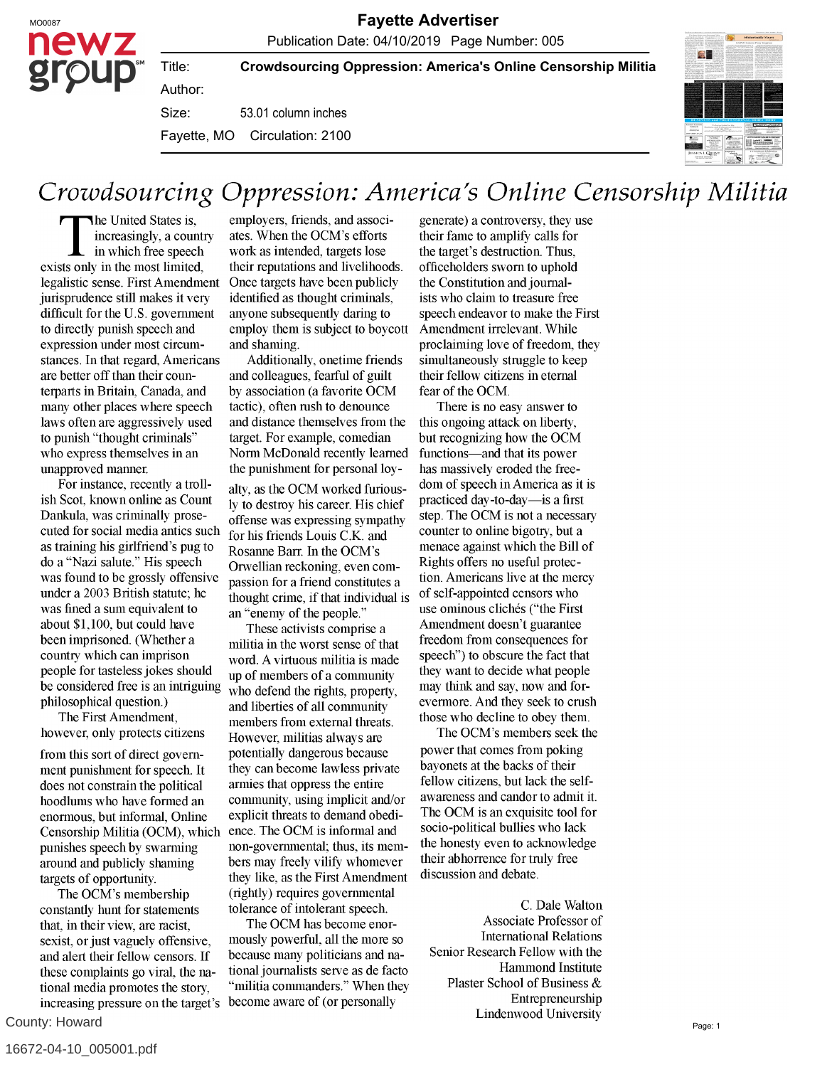# Crowdsourcing Oppression: America's Online Censorship Militia

The United States is, increasingly, a country in which free speech exists only in the most limited, legalistic sense. First Amendment jurisprudence still makes it very difficult for the U.S. government to directly punish speech and expression under most circumstances. In that regard, Americans are better off than their counterparts in Britain, Canada, and many other places where speech laws often are aggressively used to punish "thought criminals" who express themselves in an unapproved manner.

For instance, recently a trollish Scot, known online as Count Dankula, was criminally prosecuted for social media antics such as training his girlfriend's pug to do a "Nazi salute." His speech was found to be grossly offensive under a 2003 British statute; he was fined a sum equivalent to about $1,100, but could have been imprisoned. (Whether a country which can imprison people for tasteless jokes should be considered free is an intriguing philosophical question.)

The First Amendment, however, only protects citizens from this sort of direct government punishment for speech. It does not constrain the political hoodlums who have formed an enormous, but informal, Online Censorship Militia (OCM), which punishes speech by swarming around and publicly shaming targets of opportunity.

The OCM's membership constantly hunt for statements that, in their view, are racist, sexist, or just vaguely offensive, and alert their fellow censors. If these complaints go viral, the national media promotes the story, increasing pressure on the target's employers, friends, and associates. When the OCM's efforts work as intended, targets lose their reputations and livelihoods. Once targets have been publicly identified as thought criminals, anyone subsequently daring to employ them is subject to boycott and shaming.

Additionally, onetime friends and colleagues, fearful of guilt by association (a favorite OCM tactic), often rush to denounce and distance themselves from the target. For example, comedian Norm McDonald recently learned the punishment for personal loyalty, as the OCM worked furiously to destroy his career. His chief offense was expressing sympathy for his friends Louis C.K. and Rosanne Barr. In the OCM's Orwellian reckoning, even compassion for a friend constitutes a thought crime, if that individual is an "enemy of the people."

These activists comprise a militia in the worst sense of that word. A virtuous militia is made up of members of a community who defend the rights, property, and liberties of all community members from external threats. However, militias always are potentially dangerous because they can become lawless private armies that oppress the entire community, using implicit and/or explicit threats to demand obedience. The OCM is informal and non-governmental; thus, its members may freely vilify whoever they like, as the First Amendment (rightly) requires governmental tolerance of intolerant speech.

The OCM has become enormously powerful, all the more so because many politicians and national journalists serve as de facto "militia commanders." When they become aware of (or personally generate) a controversy, they use their fame to amplify calls for the target's destruction. Thus, officeholders sworn to uphold the Constitution and journalists who claim to treasure free speech endeavor to make the First Amendment irrelevant. While proclaiming love of freedom, they simultaneously struggle to keep their fellow citizens in eternal fear of the OCM.

There is no easy answer to this ongoing attack on liberty, but recognizing how the OCM functions—and that its power has massively eroded the freedom of speech in America as it is practiced day-to-day—is a first step. The OCM is not a necessary counter to online bigotry, but a menace against which the Bill of Rights offers no useful protection. Americans live at the mercy of self-appointed censors who use ominous clichés ("the First Amendment doesn't guarantee freedom from consequences for speech") to obscure the fact that they want to decide what people may think and say, now and forevermore. And they seek to crush those who decline to obey them.

The OCM's members seek the power that comes from poking bayonets at the backs of their fellow citizens, but lack the self-awareness and candor to admit it. The OCM is an exquisite tool for socio-political bullies who lack the honesty even to acknowledge their abhorrence for truly free discussion and debate.

C. Dale Walton
Associate Professor of International Relations
Senior Research Fellow with the Hammond Institute
Plaster School of Business & Entrepreneurship
Lindenwood University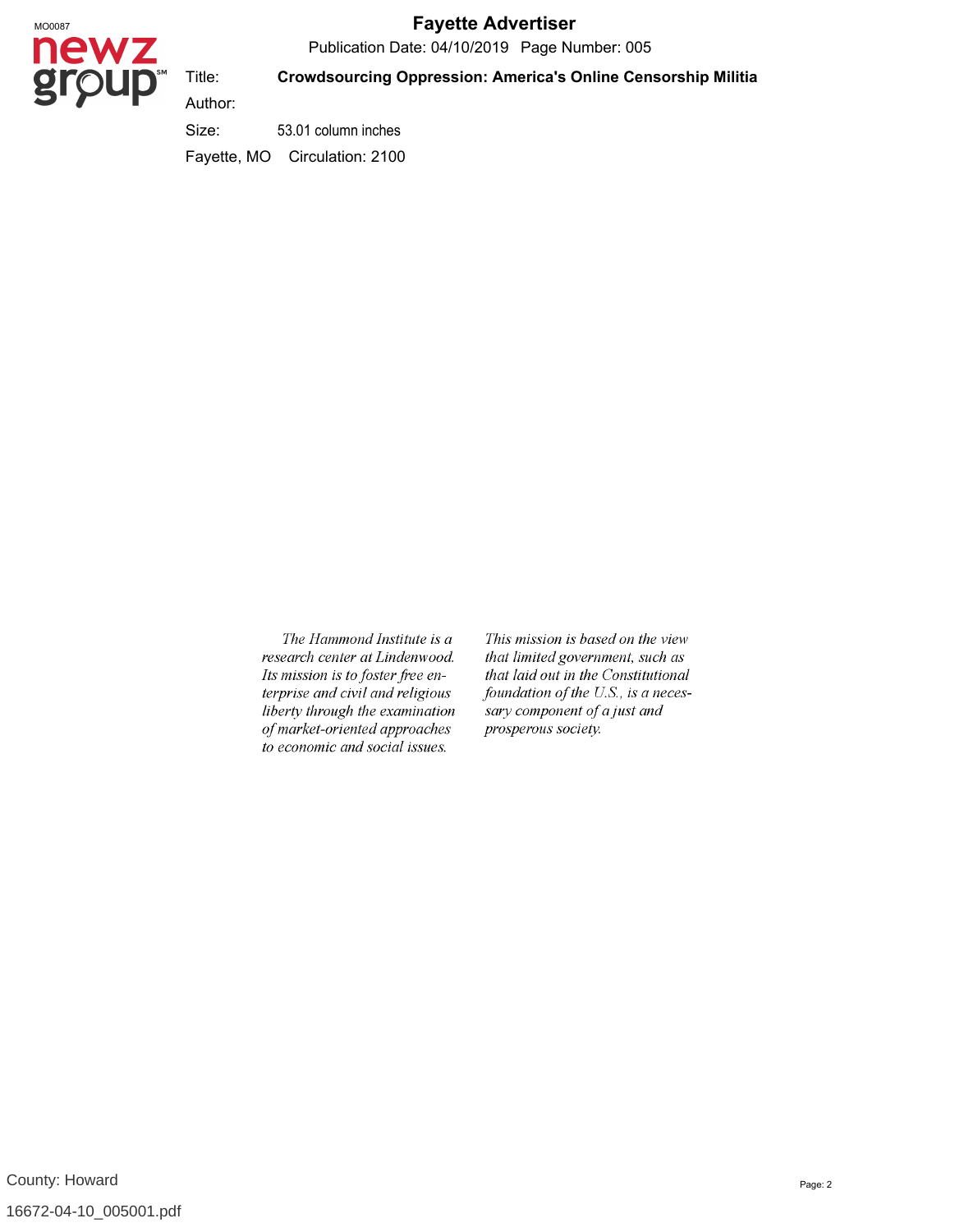*The Hammond Institute is a research center at Lindenwood. Its mission is to foster free enterprise and civil and religious liberty through the examination of market-oriented approaches to economic and social issues. This mission is based on the view that limited government, such as that laid out in the Constitutional foundation of the U.S., is a necessary component of a just and prosperous society.*